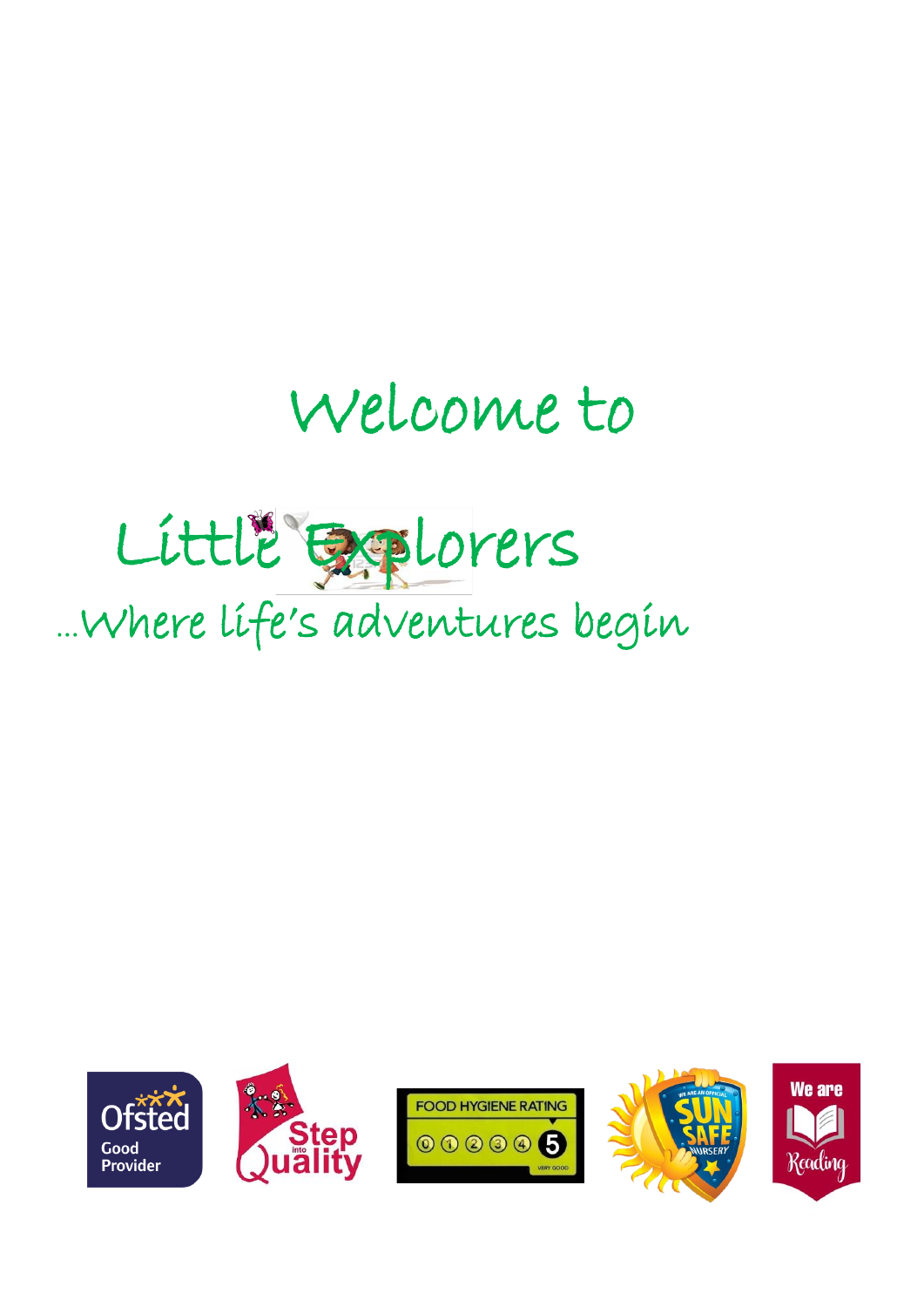# Welcome to

# Little Explorers

## …Where life's adventures begin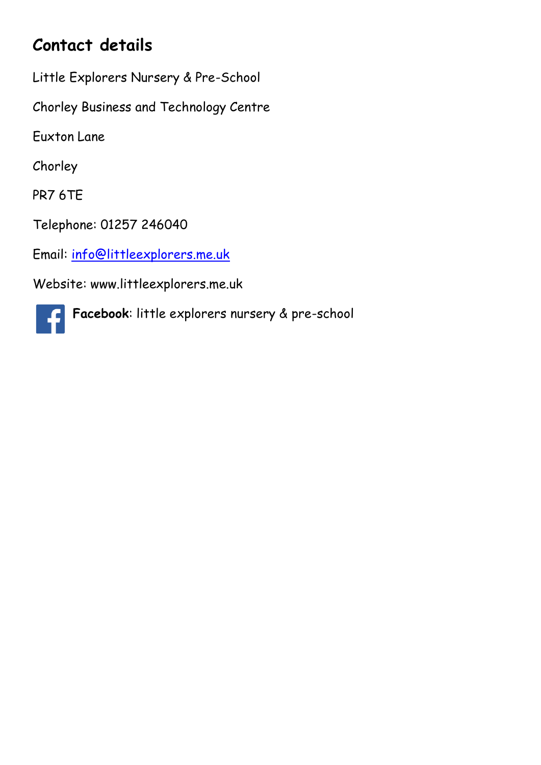## Contact details

Little Explorers Nursery & Pre-School

Chorley Business and Technology Centre

Euxton Lane

Chorley

PR7 6TE

Telephone: 01257 246040

Email: info@littleexplorers.me.uk

Website: www.littleexplorers.me.uk

**Facebook**: little explorers nursery & pre-school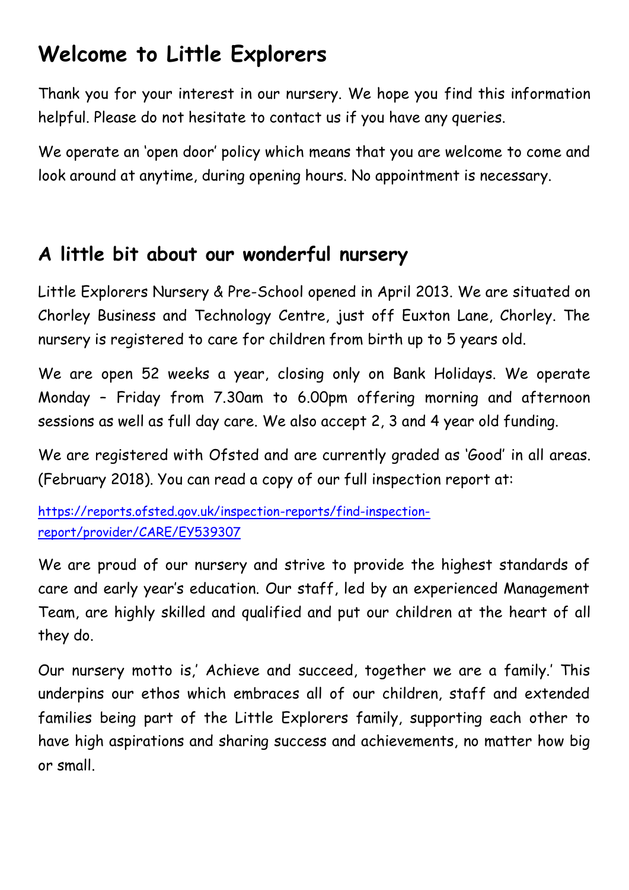# Welcome to Little Explorers

Thank you for your interest in our nursery. We hope you find this information helpful. Please do not hesitate to contact us if you have any queries.

We operate an 'open door' policy which means that you are welcome to come and look around at anytime, during opening hours. No appointment is necessary.

## A little bit about our wonderful nursery

Little Explorers Nursery & Pre-School opened in April 2013. We are situated on Chorley Business and Technology Centre, just off Euxton Lane, Chorley. The nursery is registered to care for children from birth up to 5 years old.

We are open 52 weeks a year, closing only on Bank Holidays. We operate Monday – Friday from 7.30am to 6.00pm offering morning and afternoon sessions as well as full day care. We also accept 2, 3 and 4 year old funding.

We are registered with Ofsted and are currently graded as 'Good' in all areas. (February 2018). You can read a copy of our full inspection report at:

[https://reports.ofsted.gov.uk/inspection-reports/find-inspection-report/provider/CARE/EY539307](https://reports.ofsted.gov.uk/inspection-reports/find-inspection-report/provider/CARE/EY539307)

We are proud of our nursery and strive to provide the highest standards of care and early year's education. Our staff, led by an experienced Management Team, are highly skilled and qualified and put our children at the heart of all they do.

Our nursery motto is,' Achieve and succeed, together we are a family.' This underpins our ethos which embraces all of our children, staff and extended families being part of the Little Explorers family, supporting each other to have high aspirations and sharing success and achievements, no matter how big or small.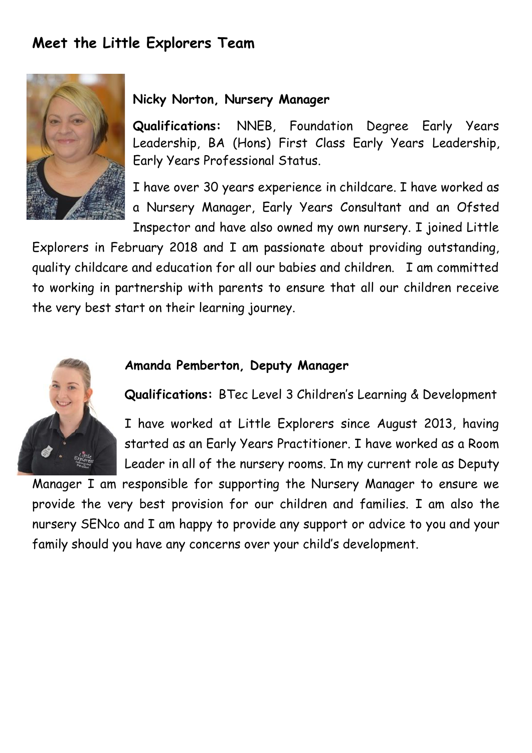## Meet the Little Explorers Team

### Nicky Norton, Nursery Manager

**Qualifications:** NNEB, Foundation Degree Early Years Leadership, BA (Hons) First Class Early Years Leadership, Early Years Professional Status.

I have over 30 years experience in childcare. I have worked as a Nursery Manager, Early Years Consultant and an Ofsted Inspector and have also owned my own nursery. I joined Little Explorers in February 2018 and I am passionate about providing outstanding, quality childcare and education for all our babies and children. I am committed to working in partnership with parents to ensure that all our children receive the very best start on their learning journey.

### Amanda Pemberton, Deputy Manager

**Qualifications:** BTec Level 3 Children's Learning & Development

I have worked at Little Explorers since August 2013, having started as an Early Years Practitioner. I have worked as a Room Leader in all of the nursery rooms. In my current role as Deputy Manager I am responsible for supporting the Nursery Manager to ensure we provide the very best provision for our children and families. I am also the nursery SENco and I am happy to provide any support or advice to you and your family should you have any concerns over your child's development.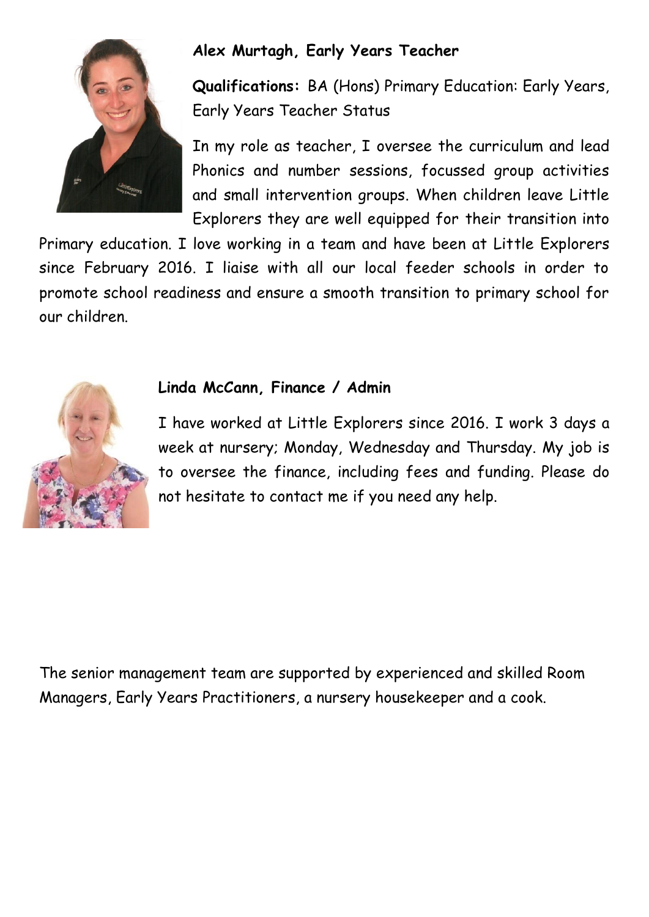**Alex Murtagh, Early Years Teacher**

**Qualifications:** BA (Hons) Primary Education: Early Years, Early Years Teacher Status

In my role as teacher, I oversee the curriculum and lead Phonics and number sessions, focussed group activities and small intervention groups. When children leave Little Explorers they are well equipped for their transition into Primary education. I love working in a team and have been at Little Explorers since February 2016. I liaise with all our local feeder schools in order to promote school readiness and ensure a smooth transition to primary school for our children.

**Linda McCann, Finance / Admin**

I have worked at Little Explorers since 2016. I work 3 days a week at nursery; Monday, Wednesday and Thursday. My job is to oversee the finance, including fees and funding. Please do not hesitate to contact me if you need any help.

The senior management team are supported by experienced and skilled Room Managers, Early Years Practitioners, a nursery housekeeper and a cook.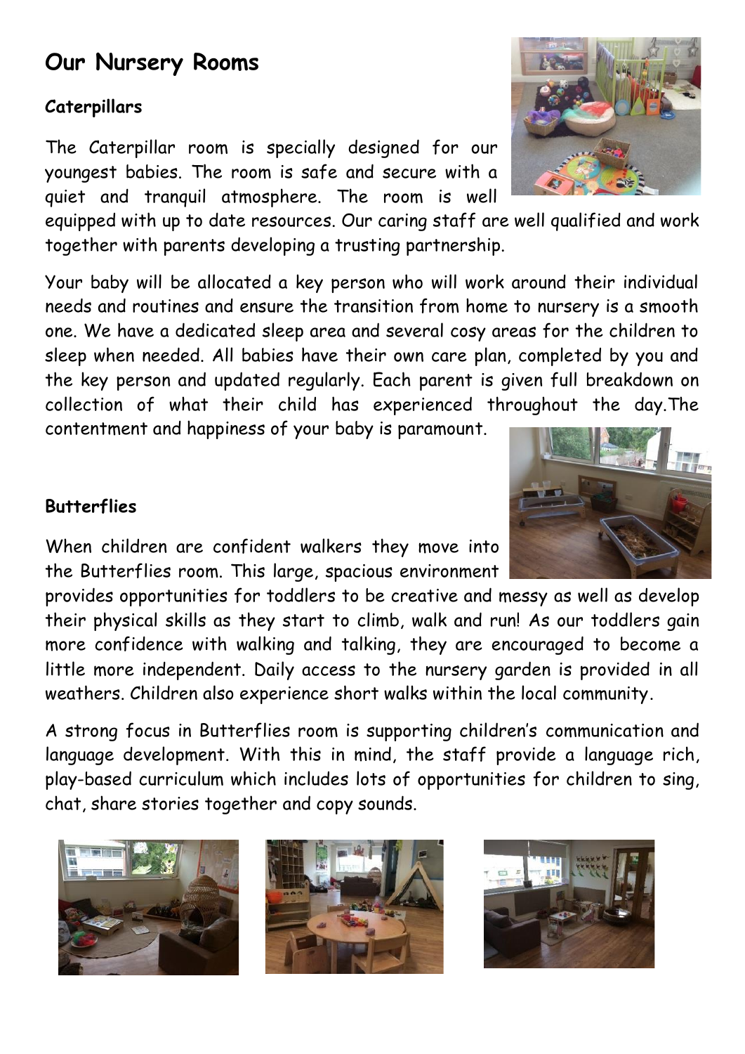# Our Nursery Rooms

### Caterpillars

The Caterpillar room is specially designed for our youngest babies. The room is safe and secure with a quiet and tranquil atmosphere. The room is well equipped with up to date resources. Our caring staff are well qualified and work together with parents developing a trusting partnership.

Your baby will be allocated a key person who will work around their individual needs and routines and ensure the transition from home to nursery is a smooth one. We have a dedicated sleep area and several cosy areas for the children to sleep when needed. All babies have their own care plan, completed by you and the key person and updated regularly. Each parent is given full breakdown on collection of what their child has experienced throughout the day.The contentment and happiness of your baby is paramount.

### Butterflies

When children are confident walkers they move into the Butterflies room. This large, spacious environment provides opportunities for toddlers to be creative and messy as well as develop their physical skills as they start to climb, walk and run! As our toddlers gain more confidence with walking and talking, they are encouraged to become a little more independent. Daily access to the nursery garden is provided in all weathers. Children also experience short walks within the local community.

A strong focus in Butterflies room is supporting children's communication and language development. With this in mind, the staff provide a language rich, play-based curriculum which includes lots of opportunities for children to sing, chat, share stories together and copy sounds.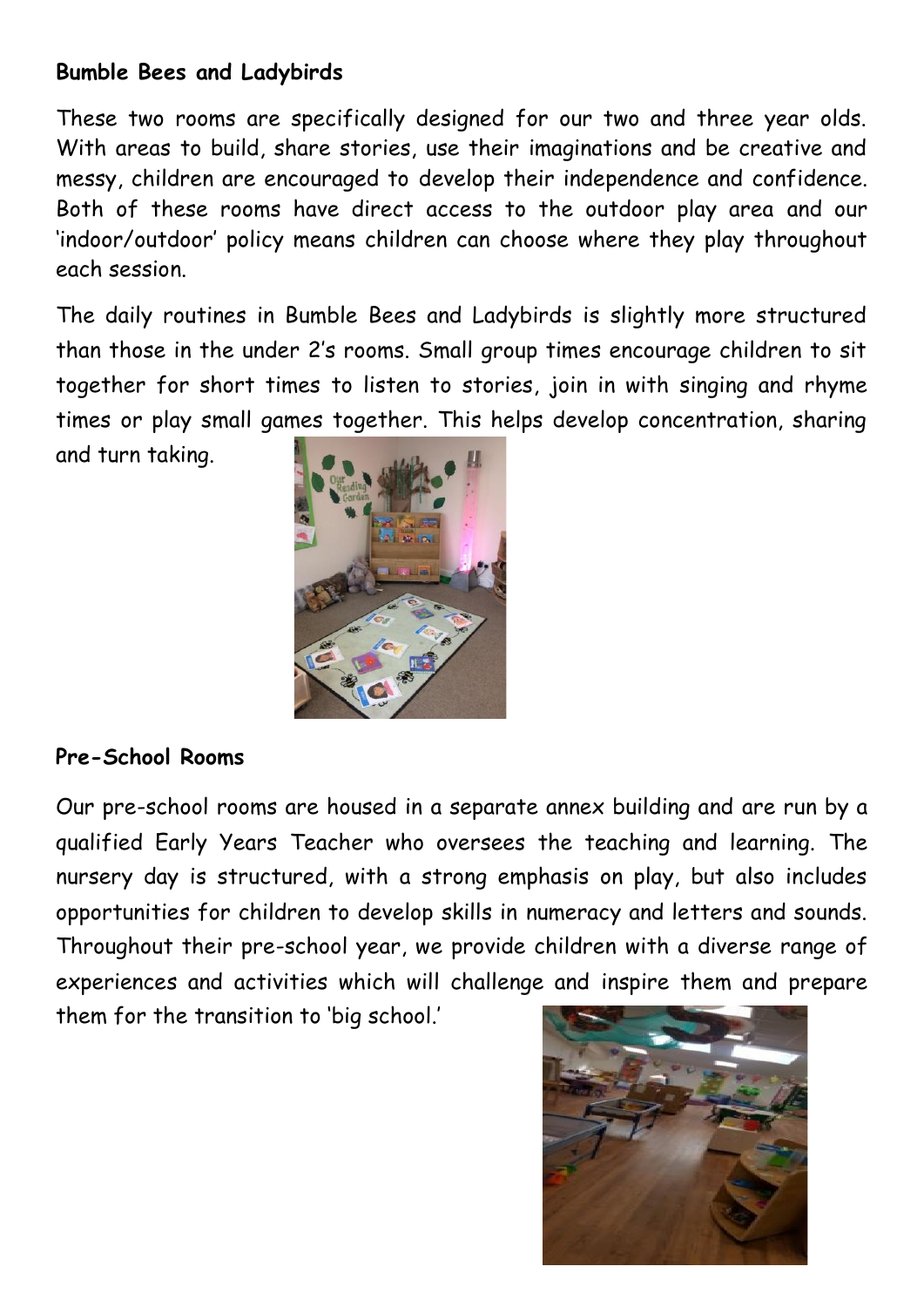**Bumble Bees and Ladybirds**

These two rooms are specifically designed for our two and three year olds. With areas to build, share stories, use their imaginations and be creative and messy, children are encouraged to develop their independence and confidence. Both of these rooms have direct access to the outdoor play area and our 'indoor/outdoor' policy means children can choose where they play throughout each session.

The daily routines in Bumble Bees and Ladybirds is slightly more structured than those in the under 2's rooms. Small group times encourage children to sit together for short times to listen to stories, join in with singing and rhyme times or play small games together. This helps develop concentration, sharing and turn taking.

**Pre-School Rooms**

Our pre-school rooms are housed in a separate annex building and are run by a qualified Early Years Teacher who oversees the teaching and learning. The nursery day is structured, with a strong emphasis on play, but also includes opportunities for children to develop skills in numeracy and letters and sounds. Throughout their pre-school year, we provide children with a diverse range of experiences and activities which will challenge and inspire them and prepare them for the transition to 'big school.'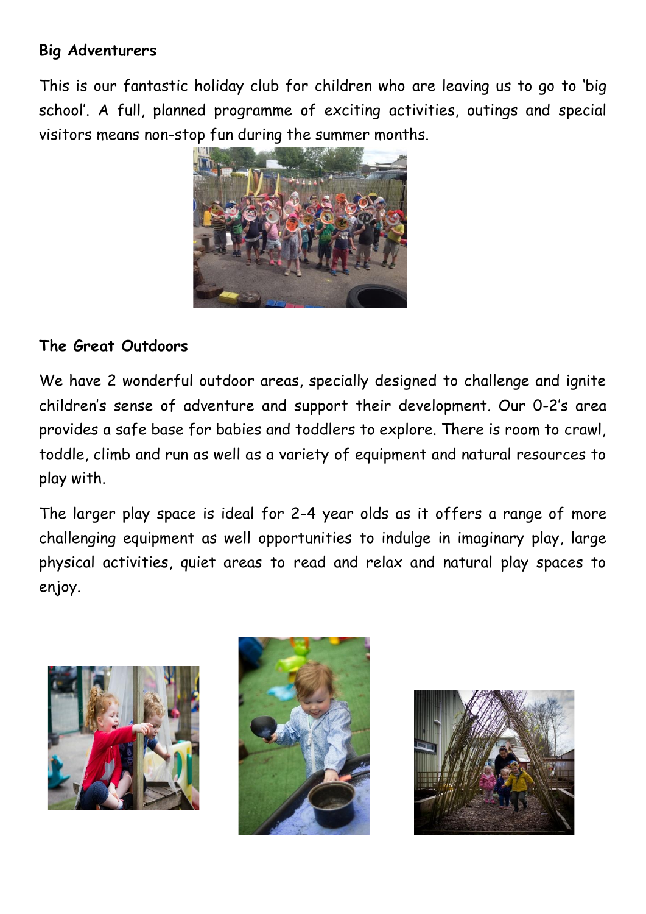**Big Adventurers**

This is our fantastic holiday club for children who are leaving us to go to 'big school'. A full, planned programme of exciting activities, outings and special visitors means non-stop fun during the summer months.

**The Great Outdoors**

We have 2 wonderful outdoor areas, specially designed to challenge and ignite children's sense of adventure and support their development. Our 0-2's area provides a safe base for babies and toddlers to explore. There is room to crawl, toddle, climb and run as well as a variety of equipment and natural resources to play with.

The larger play space is ideal for 2-4 year olds as it offers a range of more challenging equipment as well opportunities to indulge in imaginary play, large physical activities, quiet areas to read and relax and natural play spaces to enjoy.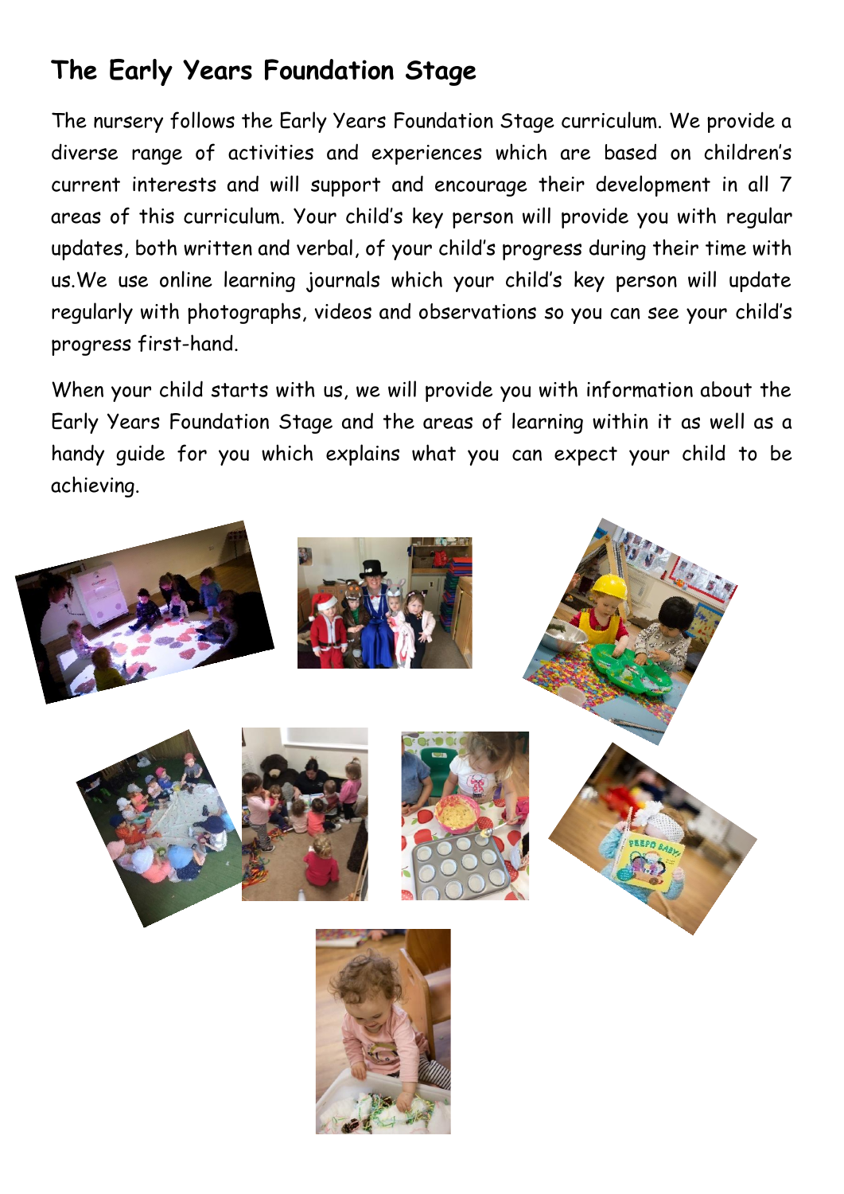## The Early Years Foundation Stage

The nursery follows the Early Years Foundation Stage curriculum. We provide a diverse range of activities and experiences which are based on children's current interests and will support and encourage their development in all 7 areas of this curriculum. Your child's key person will provide you with regular updates, both written and verbal, of your child's progress during their time with us.We use online learning journals which your child's key person will update regularly with photographs, videos and observations so you can see your child's progress first-hand.

When your child starts with us, we will provide you with information about the Early Years Foundation Stage and the areas of learning within it as well as a handy guide for you which explains what you can expect your child to be achieving.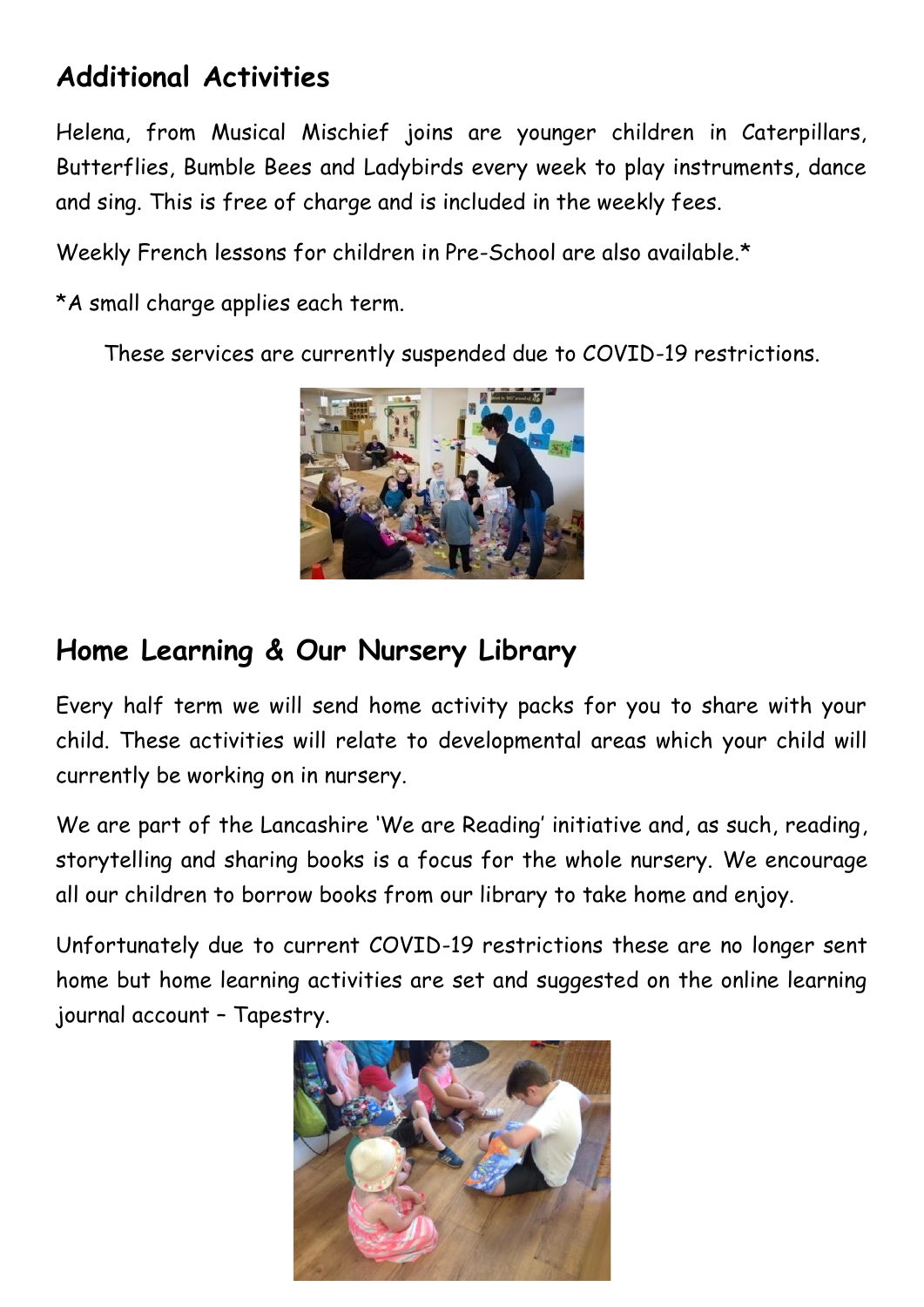## Additional Activities

Helena, from Musical Mischief joins are younger children in Caterpillars, Butterflies, Bumble Bees and Ladybirds every week to play instruments, dance and sing. This is free of charge and is included in the weekly fees.

Weekly French lessons for children in Pre-School are also available.*

*A small charge applies each term.

These services are currently suspended due to COVID-19 restrictions.

## Home Learning & Our Nursery Library

Every half term we will send home activity packs for you to share with your child. These activities will relate to developmental areas which your child will currently be working on in nursery.

We are part of the Lancashire 'We are Reading' initiative and, as such, reading, storytelling and sharing books is a focus for the whole nursery. We encourage all our children to borrow books from our library to take home and enjoy.

Unfortunately due to current COVID-19 restrictions these are no longer sent home but home learning activities are set and suggested on the online learning journal account – Tapestry.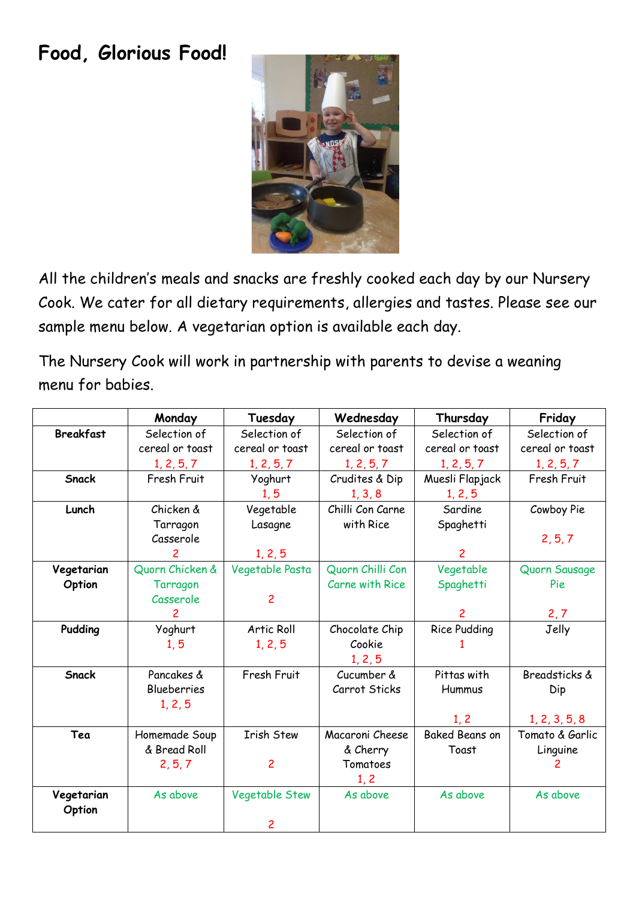# Food, Glorious Food!

All the children's meals and snacks are freshly cooked each day by our Nursery Cook. We cater for all dietary requirements, allergies and tastes. Please see our sample menu below. A vegetarian option is available each day.

The Nursery Cook will work in partnership with parents to devise a weaning menu for babies.

| | Monday | Tuesday | Wednesday | Thursday | Friday |
|---|---|---|---|---|---|
| **Breakfast** | Selection of cereal or toast 1, 2, 5, 7 | Selection of cereal or toast 1, 2, 5, 7 | Selection of cereal or toast 1, 2, 5, 7 | Selection of cereal or toast 1, 2, 5, 7 | Selection of cereal or toast 1, 2, 5, 7 |
| **Snack** | Fresh Fruit | Yoghurt 1, 5 | Crudites & Dip 1, 3, 8 | Muesli Flapjack 1, 2, 5 | Fresh Fruit |
| **Lunch** | Chicken & Tarragon Casserole 2 | Vegetable Lasagne 1, 2, 5 | Chilli Con Carne with Rice | Sardine Spaghetti 2 | Cowboy Pie 2, 5, 7 |
| **Vegetarian Option** | Quorn Chicken & Tarragon Casserole 2 | Vegetable Pasta 2 | Quorn Chilli Con Carne with Rice | Vegetable Spaghetti 2 | Quorn Sausage Pie 2, 7 |
| **Pudding** | Yoghurt 1, 5 | Artic Roll 1, 2, 5 | Chocolate Chip Cookie 1, 2, 5 | Rice Pudding 1 | Jelly |
| **Snack** | Pancakes & Blueberries 1, 2, 5 | Fresh Fruit | Cucumber & Carrot Sticks | Pittas with Hummus 1, 2 | Breadsticks & Dip 1, 2, 3, 5, 8 |
| **Tea** | Homemade Soup & Bread Roll 2, 5, 7 | Irish Stew 2 | Macaroni Cheese & Cherry Tomatoes 1, 2 | Baked Beans on Toast | Tomato & Garlic Linguine 2 |
| **Vegetarian Option** | As above | Vegetable Stew 2 | As above | As above | As above |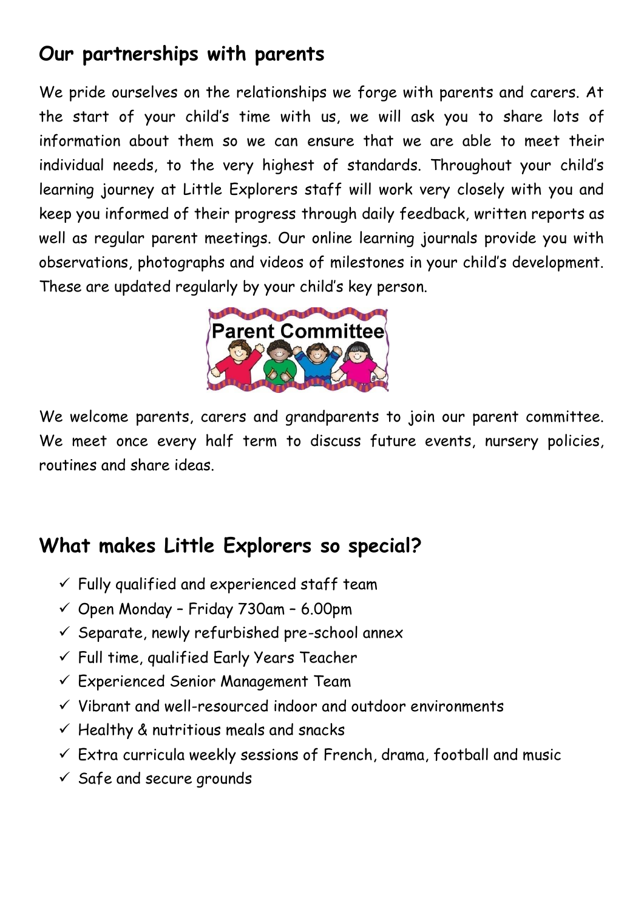## Our partnerships with parents

We pride ourselves on the relationships we forge with parents and carers. At the start of your child's time with us, we will ask you to share lots of information about them so we can ensure that we are able to meet their individual needs, to the very highest of standards. Throughout your child's learning journey at Little Explorers staff will work very closely with you and keep you informed of their progress through daily feedback, written reports as well as regular parent meetings. Our online learning journals provide you with observations, photographs and videos of milestones in your child's development. These are updated regularly by your child's key person.

Parent Committee

We welcome parents, carers and grandparents to join our parent committee. We meet once every half term to discuss future events, nursery policies, routines and share ideas.

## What makes Little Explorers so special?

- ✓ Fully qualified and experienced staff team
- ✓ Open Monday – Friday 730am – 6.00pm
- ✓ Separate, newly refurbished pre-school annex
- ✓ Full time, qualified Early Years Teacher
- ✓ Experienced Senior Management Team
- ✓ Vibrant and well-resourced indoor and outdoor environments
- ✓ Healthy & nutritious meals and snacks
- ✓ Extra curricula weekly sessions of French, drama, football and music
- ✓ Safe and secure grounds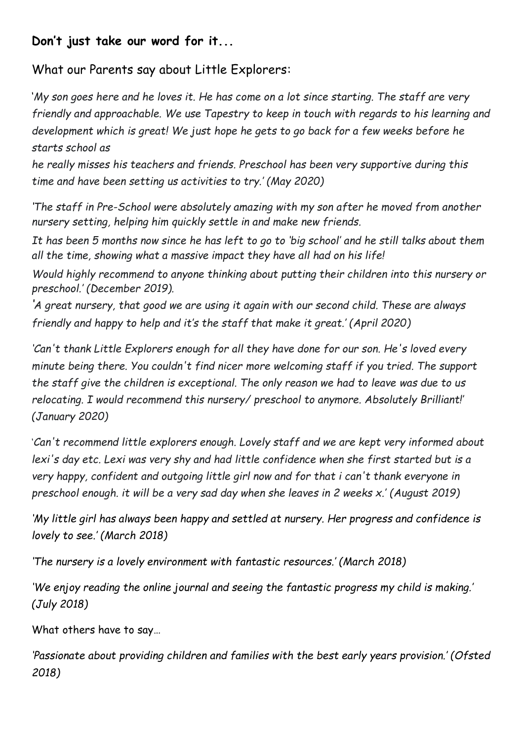**Don't just take our word for it...**

What our Parents say about Little Explorers:

*'My son goes here and he loves it. He has come on a lot since starting. The staff are very friendly and approachable. We use Tapestry to keep in touch with regards to his learning and development which is great! We just hope he gets to go back for a few weeks before he starts school as*

*he really misses his teachers and friends. Preschool has been very supportive during this time and have been setting us activities to try.' (May 2020)*

*'The staff in Pre-School were absolutely amazing with my son after he moved from another nursery setting, helping him quickly settle in and make new friends.*

*It has been 5 months now since he has left to go to 'big school' and he still talks about them all the time, showing what a massive impact they have all had on his life!*

*Would highly recommend to anyone thinking about putting their children into this nursery or preschool.' (December 2019).*

*'A great nursery, that good we are using it again with our second child. These are always friendly and happy to help and it's the staff that make it great.' (April 2020)*

*'Can't thank Little Explorers enough for all they have done for our son. He's loved every minute being there. You couldn't find nicer more welcoming staff if you tried. The support the staff give the children is exceptional. The only reason we had to leave was due to us relocating. I would recommend this nursery/ preschool to anymore. Absolutely Brilliant!' (January 2020)*

*'Can't recommend little explorers enough. Lovely staff and we are kept very informed about lexi's day etc. Lexi was very shy and had little confidence when she first started but is a very happy, confident and outgoing little girl now and for that i can't thank everyone in preschool enough. it will be a very sad day when she leaves in 2 weeks x.' (August 2019)*

*'My little girl has always been happy and settled at nursery. Her progress and confidence is lovely to see.' (March 2018)*

*'The nursery is a lovely environment with fantastic resources.' (March 2018)*

*'We enjoy reading the online journal and seeing the fantastic progress my child is making.' (July 2018)*

What others have to say…

*'Passionate about providing children and families with the best early years provision.' (Ofsted 2018)*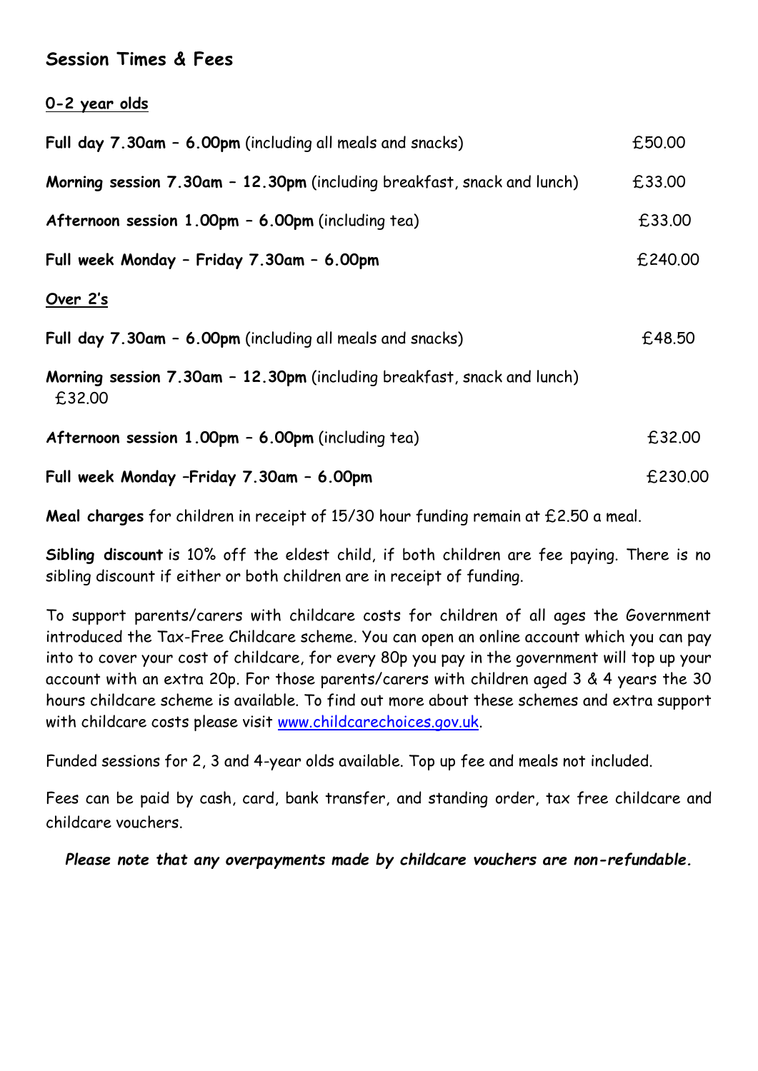## Session Times & Fees

**0-2 year olds**

**Full day 7.30am – 6.00pm** (including all meals and snacks) £50.00

**Morning session 7.30am – 12.30pm** (including breakfast, snack and lunch) £33.00

**Afternoon session 1.00pm – 6.00pm** (including tea) £33.00

**Full week Monday – Friday 7.30am – 6.00pm** £240.00

***Over 2's***

**Full day 7.30am – 6.00pm** (including all meals and snacks) £48.50

**Morning session 7.30am – 12.30pm** (including breakfast, snack and lunch) £32.00

**Afternoon session 1.00pm – 6.00pm** (including tea) £32.00

**Full week Monday –Friday 7.30am – 6.00pm** £230.00

**Meal charges** for children in receipt of 15/30 hour funding remain at £2.50 a meal.

**Sibling discount** is 10% off the eldest child, if both children are fee paying. There is no sibling discount if either or both children are in receipt of funding.

To support parents/carers with childcare costs for children of all ages the Government introduced the Tax-Free Childcare scheme. You can open an online account which you can pay into to cover your cost of childcare, for every 80p you pay in the government will top up your account with an extra 20p. For those parents/carers with children aged 3 & 4 years the 30 hours childcare scheme is available. To find out more about these schemes and extra support with childcare costs please visit www.childcarechoices.gov.uk.

Funded sessions for 2, 3 and 4-year olds available. Top up fee and meals not included.

Fees can be paid by cash, card, bank transfer, and standing order, tax free childcare and childcare vouchers.

***Please note that any overpayments made by childcare vouchers are non-refundable.***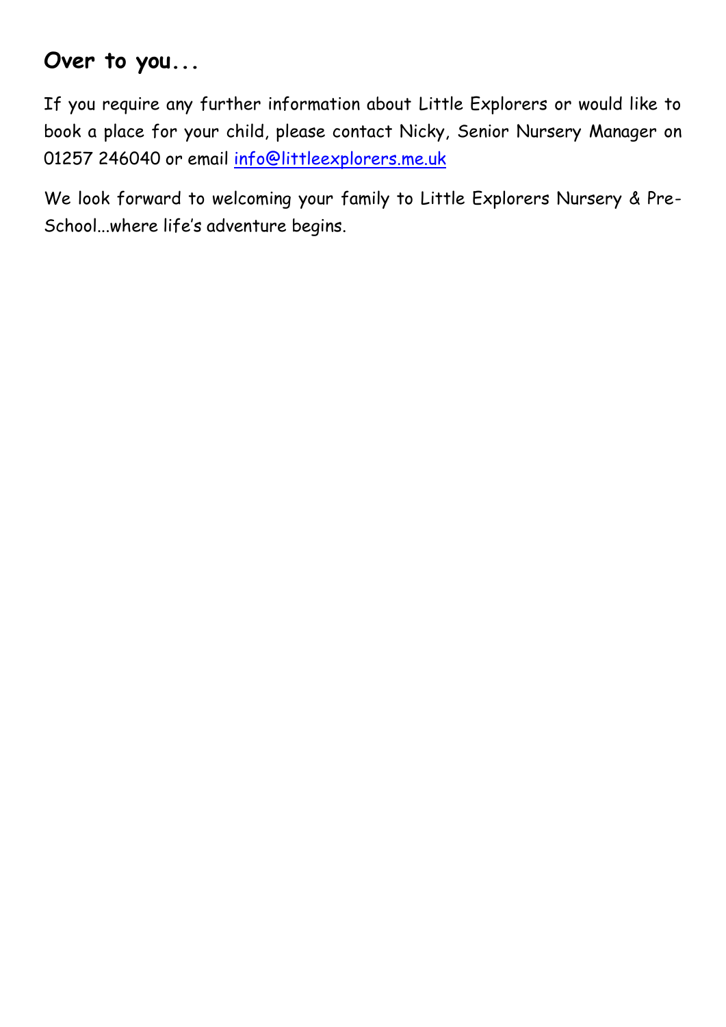## Over to you...

If you require any further information about Little Explorers or would like to book a place for your child, please contact Nicky, Senior Nursery Manager on 01257 246040 or email info@littleexplorers.me.uk

We look forward to welcoming your family to Little Explorers Nursery & Pre-School...where life's adventure begins.